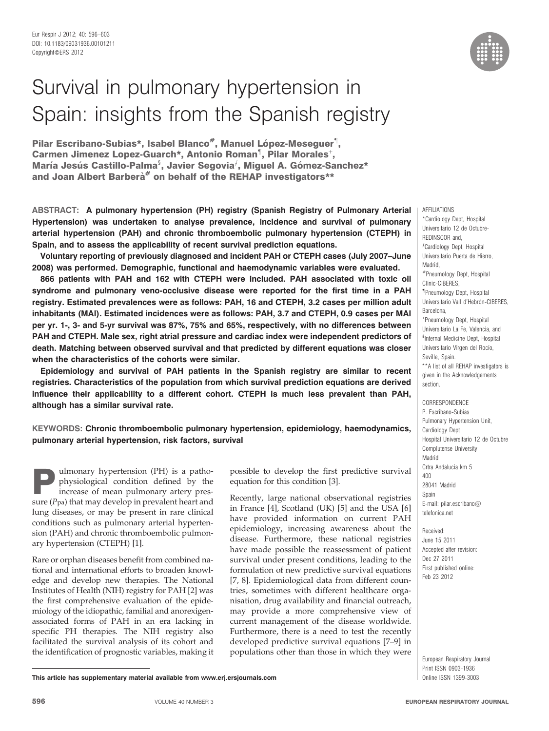# Survival in pulmonary hypertension in Spain: insights from the Spanish registry

**Pilar Escribano-Subias*, Isabel Blanco#, Manuel López-Meseguer¶, Carmen Jimenez Lopez-Guarch*, Antonio Roman¶, Pilar Morales+, María Jesús Castillo-Palma§, Javier Segovia*f*, Miguel A. Gómez-Sanchez* and Joan Albert Barberà# on behalf of the REHAP investigators****

**ABSTRACT: A pulmonary hypertension (PH) registry (Spanish Registry of Pulmonary Arterial Hypertension) was undertaken to analyse prevalence, incidence and survival of pulmonary arterial hypertension (PAH) and chronic thromboembolic pulmonary hypertension (CTEPH) in Spain, and to assess the applicability of recent survival prediction equations.**

**Voluntary reporting of previously diagnosed and incident PAH or CTEPH cases (July 2007–June 2008) was performed. Demographic, functional and haemodynamic variables were evaluated.**

**866 patients with PAH and 162 with CTEPH were included. PAH associated with toxic oil syndrome and pulmonary veno-occlusive disease were reported for the first time in a PAH registry. Estimated prevalences were as follows: PAH, 16 and CTEPH, 3.2 cases per million adult inhabitants (MAI). Estimated incidences were as follows: PAH, 3.7 and CTEPH, 0.9 cases per MAI per yr. 1-, 3- and 5-yr survival was 87%, 75% and 65%, respectively, with no differences between PAH and CTEPH. Male sex, right atrial pressure and cardiac index were independent predictors of death. Matching between observed survival and that predicted by different equations was closer when the characteristics of the cohorts were similar.**

**Epidemiology and survival of PAH patients in the Spanish registry are similar to recent registries. Characteristics of the population from which survival prediction equations are derived influence their applicability to a different cohort. CTEPH is much less prevalent than PAH, although has a similar survival rate.**

**KEYWORDS:** **Chronic thromboembolic pulmonary hypertension, epidemiology, haemodynamics, pulmonary arterial hypertension, risk factors, survival**

Pulmonary hypertension (PH) is a pathophysiological condition defined by the increase of mean pulmonary artery pressure ($P_{pa}$) that may develop in prevalent heart and lung diseases, or may be present in rare clinical conditions such as pulmonary arterial hypertension (PAH) and chronic thromboembolic pulmonary hypertension (CTEPH) [1].

Rare or orphan diseases benefit from combined national and international efforts to broaden knowledge and develop new therapies. The National Institutes of Health (NIH) registry for PAH [2] was the first comprehensive evaluation of the epidemiology of the idiopathic, familial and anorexigen-associated forms of PAH in an era lacking in specific PH therapies. The NIH registry also facilitated the survival analysis of its cohort and the identification of prognostic variables, making it possible to develop the first predictive survival equation for this condition [3].

Recently, large national observational registries in France [4], Scotland (UK) [5] and the USA [6] have provided information on current PAH epidemiology, increasing awareness about the disease. Furthermore, these national registries have made possible the reassessment of patient survival under present conditions, leading to the formulation of new predictive survival equations [7, 8]. Epidemiological data from different countries, sometimes with different healthcare organisation, drug availability and financial outreach, may provide a more comprehensive view of current management of the disease worldwide. Furthermore, there is a need to test the recently developed predictive survival equations [7–9] in populations other than those in which they were

AFFILIATIONS

*Cardiology Dept, Hospital Universitario 12 de Octubre-REDINSCOR and,

*f*Cardiology Dept, Hospital Universitario Puerta de Hierro, Madrid,

#Pneumology Dept, Hospital Clínic-CIBERES,

¶Pneumology Dept, Hospital Universitario Vall d'Hebrón-CIBERES, Barcelona,

+Pneumology Dept, Hospital Universitario La Fe, Valencia, and

§Internal Medicine Dept, Hospital Universitario Virgen del Rocío, Seville, Spain.

**A list of all REHAP investigators is given in the Acknowledgements section.

CORRESPONDENCE

P. Escribano-Subias
Pulmonary Hypertension Unit,
Cardiology Dept
Hospital Universitario 12 de Octubre
Complutense University
Madrid
Crtra Andalucia km 5
400
28041 Madrid
Spain
E-mail: pilar.escribano@telefonica.net

Received:
June 15 2011
Accepted after revision:
Dec 27 2011
First published online:
Feb 23 2012

European Respiratory Journal
Print ISSN 0903-1936
Online ISSN 1399-3003

This article has supplementary material available from www.erj.ersjournals.com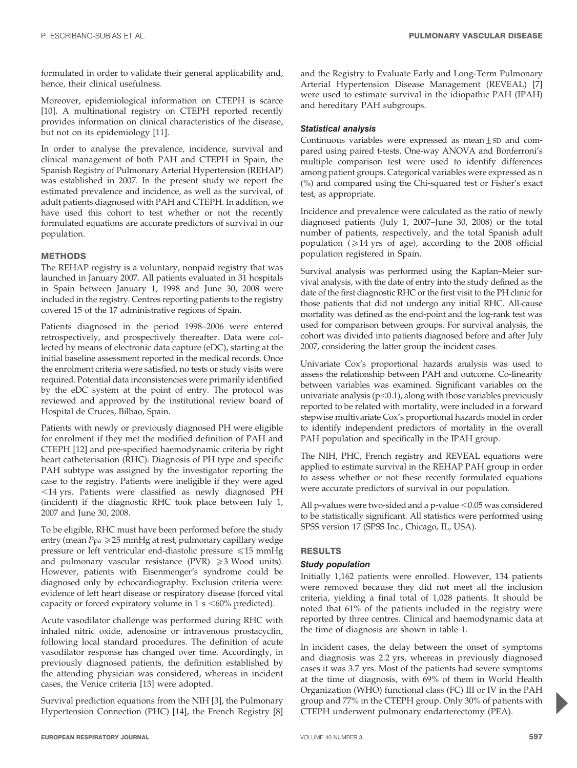formulated in order to validate their general applicability and, hence, their clinical usefulness.

Moreover, epidemiological information on CTEPH is scarce [10]. A multinational registry on CTEPH reported recently provides information on clinical characteristics of the disease, but not on its epidemiology [11].

In order to analyse the prevalence, incidence, survival and clinical management of both PAH and CTEPH in Spain, the Spanish Registry of Pulmonary Arterial Hypertension (REHAP) was established in 2007. In the present study we report the estimated prevalence and incidence, as well as the survival, of adult patients diagnosed with PAH and CTEPH. In addition, we have used this cohort to test whether or not the recently formulated equations are accurate predictors of survival in our population.

## METHODS

The REHAP registry is a voluntary, nonpaid registry that was launched in January 2007. All patients evaluated in 31 hospitals in Spain between January 1, 1998 and June 30, 2008 were included in the registry. Centres reporting patients to the registry covered 15 of the 17 administrative regions of Spain.

Patients diagnosed in the period 1998–2006 were entered retrospectively, and prospectively thereafter. Data were collected by means of electronic data capture (eDC), starting at the initial baseline assessment reported in the medical records. Once the enrolment criteria were satisfied, no tests or study visits were required. Potential data inconsistencies were primarily identified by the eDC system at the point of entry. The protocol was reviewed and approved by the institutional review board of Hospital de Cruces, Bilbao, Spain.

Patients with newly or previously diagnosed PH were eligible for enrolment if they met the modified definition of PAH and CTEPH [12] and pre-specified haemodynamic criteria by right heart catheterisation (RHC). Diagnosis of PH type and specific PAH subtype was assigned by the investigator reporting the case to the registry. Patients were ineligible if they were aged <14 yrs. Patients were classified as newly diagnosed PH (incident) if the diagnostic RHC took place between July 1, 2007 and June 30, 2008.

To be eligible, RHC must have been performed before the study entry (mean $P_{pa} \geqslant 25$ mmHg at rest, pulmonary capillary wedge pressure or left ventricular end-diastolic pressure $\leqslant 15$ mmHg and pulmonary vascular resistance (PVR) $\geqslant 3$ Wood units). However, patients with Eisenmenger's syndrome could be diagnosed only by echocardiography. Exclusion criteria were: evidence of left heart disease or respiratory disease (forced vital capacity or forced expiratory volume in 1 s <60% predicted).

Acute vasodilator challenge was performed during RHC with inhaled nitric oxide, adenosine or intravenous prostacyclin, following local standard procedures. The definition of acute vasodilator response has changed over time. Accordingly, in previously diagnosed patients, the definition established by the attending physician was considered, whereas in incident cases, the Venice criteria [13] were adopted.

Survival prediction equations from the NIH [3], the Pulmonary Hypertension Connection (PHC) [14], the French Registry [8] and the Registry to Evaluate Early and Long-Term Pulmonary Arterial Hypertension Disease Management (REVEAL) [7] were used to estimate survival in the idiopathic PAH (IPAH) and hereditary PAH subgroups.

### Statistical analysis

Continuous variables were expressed as mean±SD and compared using paired t-tests. One-way ANOVA and Bonferroni's multiple comparison test were used to identify differences among patient groups. Categorical variables were expressed as n (%) and compared using the Chi-squared test or Fisher's exact test, as appropriate.

Incidence and prevalence were calculated as the ratio of newly diagnosed patients (July 1, 2007–June 30, 2008) or the total number of patients, respectively, and the total Spanish adult population ($\geqslant 14$ yrs of age), according to the 2008 official population registered in Spain.

Survival analysis was performed using the Kaplan–Meier survival analysis, with the date of entry into the study defined as the date of the first diagnostic RHC or the first visit to the PH clinic for those patients that did not undergo any initial RHC. All-cause mortality was defined as the end-point and the log-rank test was used for comparison between groups. For survival analysis, the cohort was divided into patients diagnosed before and after July 2007, considering the latter group the incident cases.

Univariate Cox's proportional hazards analysis was used to assess the relationship between PAH and outcome. Co-linearity between variables was examined. Significant variables on the univariate analysis ($p<0.1$), along with those variables previously reported to be related with mortality, were included in a forward stepwise multivariate Cox's proportional hazards model in order to identify independent predictors of mortality in the overall PAH population and specifically in the IPAH group.

The NIH, PHC, French registry and REVEAL equations were applied to estimate survival in the REHAP PAH group in order to assess whether or not these recently formulated equations were accurate predictors of survival in our population.

All p-values were two-sided and a p-value <0.05 was considered to be statistically significant. All statistics were performed using SPSS version 17 (SPSS Inc., Chicago, IL, USA).

## RESULTS

### Study population

Initially 1,162 patients were enrolled. However, 134 patients were removed because they did not meet all the inclusion criteria, yielding a final total of 1,028 patients. It should be noted that 61% of the patients included in the registry were reported by three centres. Clinical and haemodynamic data at the time of diagnosis are shown in table 1.

In incident cases, the delay between the onset of symptoms and diagnosis was 2.2 yrs, whereas in previously diagnosed cases it was 3.7 yrs. Most of the patients had severe symptoms at the time of diagnosis, with 69% of them in World Health Organization (WHO) functional class (FC) III or IV in the PAH group and 77% in the CTEPH group. Only 30% of patients with CTEPH underwent pulmonary endarterectomy (PEA).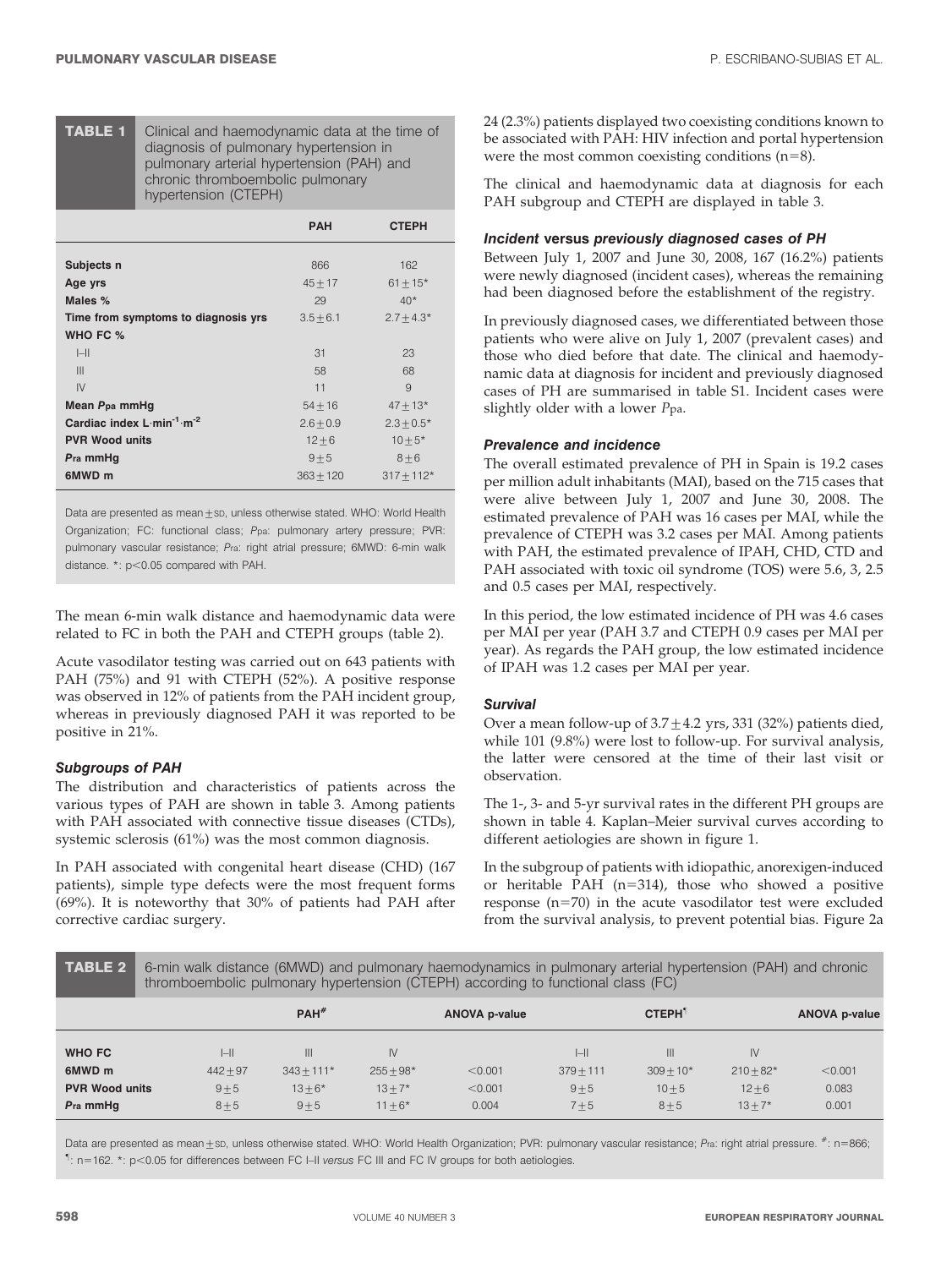**TABLE 1** Clinical and haemodynamic data at the time of diagnosis of pulmonary hypertension in pulmonary arterial hypertension (PAH) and chronic thromboembolic pulmonary hypertension (CTEPH)

| | PAH | CTEPH |
|---|---|---|
| **Subjects n** | 866 | 162 |
| **Age yrs** | 45±17 | 61±15* |
| **Males %** | 29 | 40* |
| **Time from symptoms to diagnosis yrs** | 3.5±6.1 | 2.7±4.3* |
| **WHO FC %** | | |
| I–II | 31 | 23 |
| III | 58 | 68 |
| IV | 11 | 9 |
| **Mean $P_{pa}$ mmHg** | 54±16 | 47±13* |
| **Cardiac index $L \cdot min^{-1} \cdot m^{-2}$** | 2.6±0.9 | 2.3±0.5* |
| **PVR Wood units** | 12±6 | 10±5* |
| **$P_{ra}$ mmHg** | 9±5 | 8±6 |
| **6MWD m** | 363±120 | 317±112* |

Data are presented as mean±SD, unless otherwise stated. WHO: World Health Organization; FC: functional class; $P_{pa}$: pulmonary artery pressure; PVR: pulmonary vascular resistance; $P_{ra}$: right atrial pressure; 6MWD: 6-min walk distance. *: $p<0.05$ compared with PAH.

The mean 6-min walk distance and haemodynamic data were related to FC in both the PAH and CTEPH groups (table 2).

Acute vasodilator testing was carried out on 643 patients with PAH (75%) and 91 with CTEPH (52%). A positive response was observed in 12% of patients from the PAH incident group, whereas in previously diagnosed PAH it was reported to be positive in 21%.

### Subgroups of PAH

The distribution and characteristics of patients across the various types of PAH are shown in table 3. Among patients with PAH associated with connective tissue diseases (CTDs), systemic sclerosis (61%) was the most common diagnosis.

In PAH associated with congenital heart disease (CHD) (167 patients), simple type defects were the most frequent forms (69%). It is noteworthy that 30% of patients had PAH after corrective cardiac surgery.

24 (2.3%) patients displayed two coexisting conditions known to be associated with PAH: HIV infection and portal hypertension were the most common coexisting conditions (n=8).

The clinical and haemodynamic data at diagnosis for each PAH subgroup and CTEPH are displayed in table 3.

### *Incident* versus *previously diagnosed cases of PH*

Between July 1, 2007 and June 30, 2008, 167 (16.2%) patients were newly diagnosed (incident cases), whereas the remaining had been diagnosed before the establishment of the registry.

In previously diagnosed cases, we differentiated between those patients who were alive on July 1, 2007 (prevalent cases) and those who died before that date. The clinical and haemodynamic data at diagnosis for incident and previously diagnosed cases of PH are summarised in table S1. Incident cases were slightly older with a lower $P_{pa}$.

### Prevalence and incidence

The overall estimated prevalence of PH in Spain is 19.2 cases per million adult inhabitants (MAI), based on the 715 cases that were alive between July 1, 2007 and June 30, 2008. The estimated prevalence of PAH was 16 cases per MAI, while the prevalence of CTEPH was 3.2 cases per MAI. Among patients with PAH, the estimated prevalence of IPAH, CHD, CTD and PAH associated with toxic oil syndrome (TOS) were 5.6, 3, 2.5 and 0.5 cases per MAI, respectively.

In this period, the low estimated incidence of PH was 4.6 cases per MAI per year (PAH 3.7 and CTEPH 0.9 cases per MAI per year). As regards the PAH group, the low estimated incidence of IPAH was 1.2 cases per MAI per year.

### Survival

Over a mean follow-up of 3.7±4.2 yrs, 331 (32%) patients died, while 101 (9.8%) were lost to follow-up. For survival analysis, the latter were censored at the time of their last visit or observation.

The 1-, 3- and 5-yr survival rates in the different PH groups are shown in table 4. Kaplan–Meier survival curves according to different aetiologies are shown in figure 1.

In the subgroup of patients with idiopathic, anorexigen-induced or heritable PAH (n=314), those who showed a positive response (n=70) in the acute vasodilator test were excluded from the survival analysis, to prevent potential bias. Figure 2a

**TABLE 2** 6-min walk distance (6MWD) and pulmonary haemodynamics in pulmonary arterial hypertension (PAH) and chronic thromboembolic pulmonary hypertension (CTEPH) according to functional class (FC)

| | PAH[#] | | | ANOVA p-value | CTEPH[¶] | | | ANOVA p-value |
|---|---|---|---|---|---|---|---|---|
| **WHO FC** | I–II | III | IV | | I–II | III | IV | |
| **6MWD m** | 442±97 | 343±111* | 255±98* | <0.001 | 379±111 | 309±10* | 210±82* | <0.001 |
| **PVR Wood units** | 9±5 | 13±6* | 13±7* | <0.001 | 9±5 | 10±5 | 12±6 | 0.083 |
| **$P_{ra}$ mmHg** | 8±5 | 9±5 | 11±6* | 0.004 | 7±5 | 8±5 | 13±7* | 0.001 |

Data are presented as mean±SD, unless otherwise stated. WHO: World Health Organization; PVR: pulmonary vascular resistance; $P_{ra}$: right atrial pressure. [#]: n=866; [¶]: n=162. *: $p<0.05$ for differences between FC I–II *versus* FC III and FC IV groups for both aetiologies.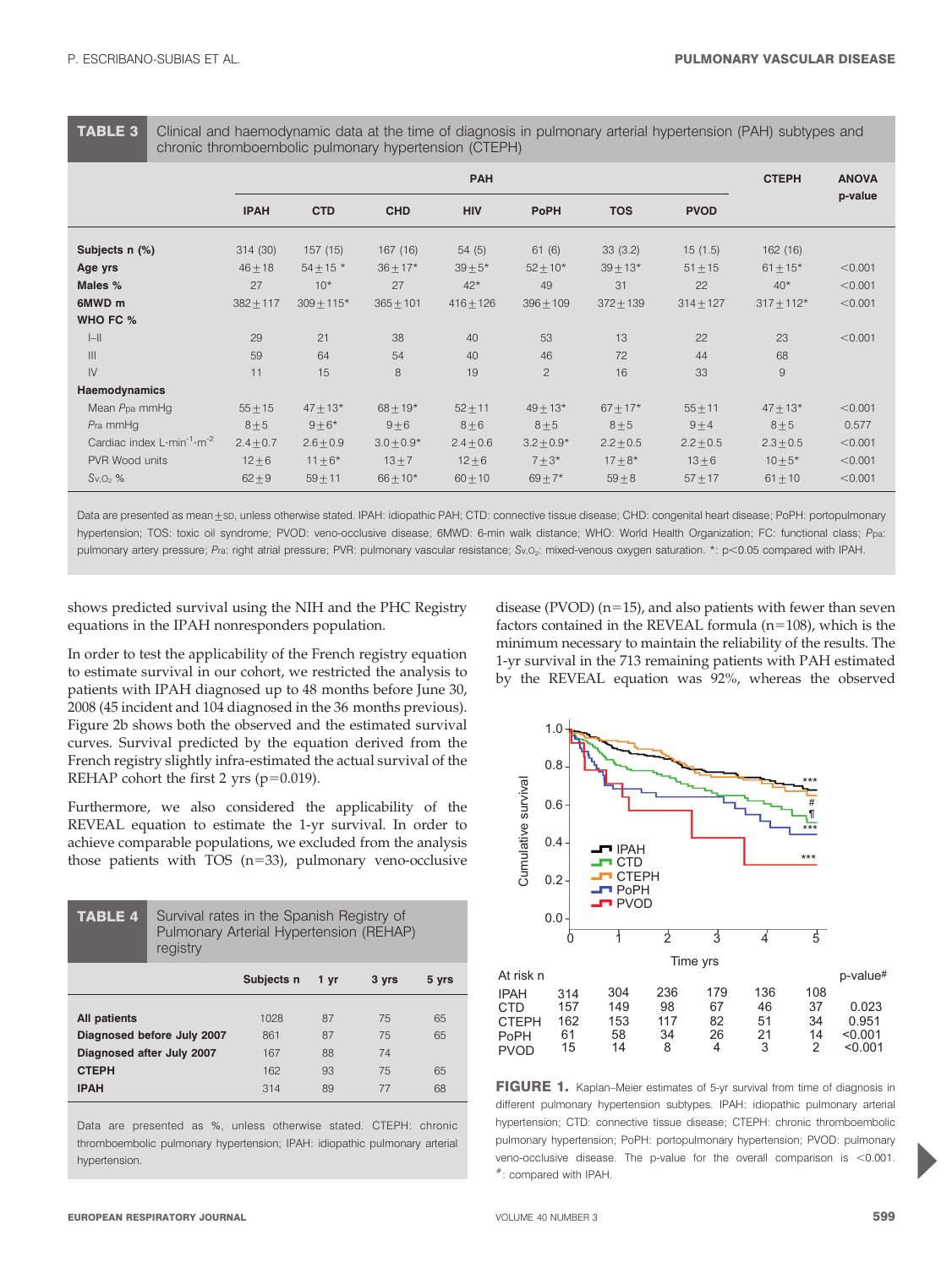**TABLE 3** Clinical and haemodynamic data at the time of diagnosis in pulmonary arterial hypertension (PAH) subtypes and chronic thromboembolic pulmonary hypertension (CTEPH)

| | PAH | | | | | | | CTEPH | ANOVA p-value |
|---|---|---|---|---|---|---|---|---|---|
| | IPAH | CTD | CHD | HIV | PoPH | TOS | PVOD | | |
| **Subjects n (%)** | 314 (30) | 157 (15) | 167 (16) | 54 (5) | 61 (6) | 33 (3.2) | 15 (1.5) | 162 (16) | |
| **Age yrs** | 46±18 | 54±15 * | 36±17* | 39±5* | 52±10* | 39±13* | 51±15 | 61±15* | <0.001 |
| **Males %** | 27 | 10* | 27 | 42* | 49 | 31 | 22 | 40* | <0.001 |
| **6MWD m** | 382±117 | 309±115* | 365±101 | 416±126 | 396±109 | 372±139 | 314±127 | 317±112* | <0.001 |
| **WHO FC %** | | | | | | | | | |
| I–II | 29 | 21 | 38 | 40 | 53 | 13 | 22 | 23 | <0.001 |
| III | 59 | 64 | 54 | 40 | 46 | 72 | 44 | 68 | |
| IV | 11 | 15 | 8 | 19 | 2 | 16 | 33 | 9 | |
| **Haemodynamics** | | | | | | | | | |
| Mean $P_{pa}$ mmHg | 55±15 | 47±13* | 68±19* | 52±11 | 49±13* | 67±17* | 55±11 | 47±13* | <0.001 |
| $P_{ra}$ mmHg | 8±5 | 9±6* | 9±6 | 8±6 | 8±5 | 8±5 | 9±4 | 8±5 | 0.577 |
| Cardiac index $L \cdot min^{-1} \cdot m^{-2}$ | 2.4±0.7 | 2.6±0.9 | 3.0±0.9* | 2.4±0.6 | 3.2±0.9* | 2.2±0.5 | 2.2±0.5 | 2.3±0.5 | <0.001 |
| PVR Wood units | 12±6 | 11±6* | 13±7 | 12±6 | 7±3* | 17±8* | 13±6 | 10±5* | <0.001 |
| $S_{v,O_2}$ % | 62±9 | 59±11 | 66±10* | 60±10 | 69±7* | 59±8 | 57±17 | 61±10 | <0.001 |

Data are presented as mean±SD, unless otherwise stated. IPAH: idiopathic PAH; CTD: connective tissue disease; CHD: congenital heart disease; PoPH: portopulmonary hypertension; TOS: toxic oil syndrome; PVOD: veno-occlusive disease; 6MWD: 6-min walk distance; WHO: World Health Organization; FC: functional class; $P_{pa}$: pulmonary artery pressure; $P_{ra}$: right atrial pressure; PVR: pulmonary vascular resistance; $S_{v,O_2}$: mixed-venous oxygen saturation. *: p<0.05 compared with IPAH.

shows predicted survival using the NIH and the PHC Registry equations in the IPAH nonresponders population.

In order to test the applicability of the French registry equation to estimate survival in our cohort, we restricted the analysis to patients with IPAH diagnosed up to 48 months before June 30, 2008 (45 incident and 104 diagnosed in the 36 months previous). Figure 2b shows both the observed and the estimated survival curves. Survival predicted by the equation derived from the French registry slightly infra-estimated the actual survival of the REHAP cohort the first 2 yrs (p=0.019).

Furthermore, we also considered the applicability of the REVEAL equation to estimate the 1-yr survival. In order to achieve comparable populations, we excluded from the analysis those patients with TOS (n=33), pulmonary veno-occlusive disease (PVOD) (n=15), and also patients with fewer than seven factors contained in the REVEAL formula (n=108), which is the minimum necessary to maintain the reliability of the results. The 1-yr survival in the 713 remaining patients with PAH estimated by the REVEAL equation was 92%, whereas the observed

**TABLE 4** Survival rates in the Spanish Registry of Pulmonary Arterial Hypertension (REHAP) registry

| | Subjects n | 1 yr | 3 yrs | 5 yrs |
|---|---|---|---|---|
| **All patients** | 1028 | 87 | 75 | 65 |
| **Diagnosed before July 2007** | 861 | 87 | 75 | 65 |
| **Diagnosed after July 2007** | 167 | 88 | 74 | |
| **CTEPH** | 162 | 93 | 75 | 65 |
| **IPAH** | 314 | 89 | 77 | 68 |

Data are presented as %, unless otherwise stated. CTEPH: chronic thromboembolic pulmonary hypertension; IPAH: idiopathic pulmonary arterial hypertension.

| At risk n | 0 | 1 | 2 | 3 | 4 | 5 | p-value# |
|---|---|---|---|---|---|---|---|
| IPAH | 314 | 304 | 236 | 179 | 136 | 108 | |
| CTD | 157 | 149 | 98 | 67 | 46 | 37 | 0.023 |
| CTEPH | 162 | 153 | 117 | 82 | 51 | 34 | 0.951 |
| PoPH | 61 | 58 | 34 | 26 | 21 | 14 | <0.001 |
| PVOD | 15 | 14 | 8 | 4 | 3 | 2 | <0.001 |

**FIGURE 1.** Kaplan–Meier estimates of 5-yr survival from time of diagnosis in different pulmonary hypertension subtypes. IPAH: idiopathic pulmonary arterial hypertension; CTD: connective tissue disease; CTEPH: chronic thromboembolic pulmonary hypertension; PoPH: portopulmonary hypertension; PVOD: pulmonary veno-occlusive disease. The p-value for the overall comparison is <0.001. #: compared with IPAH.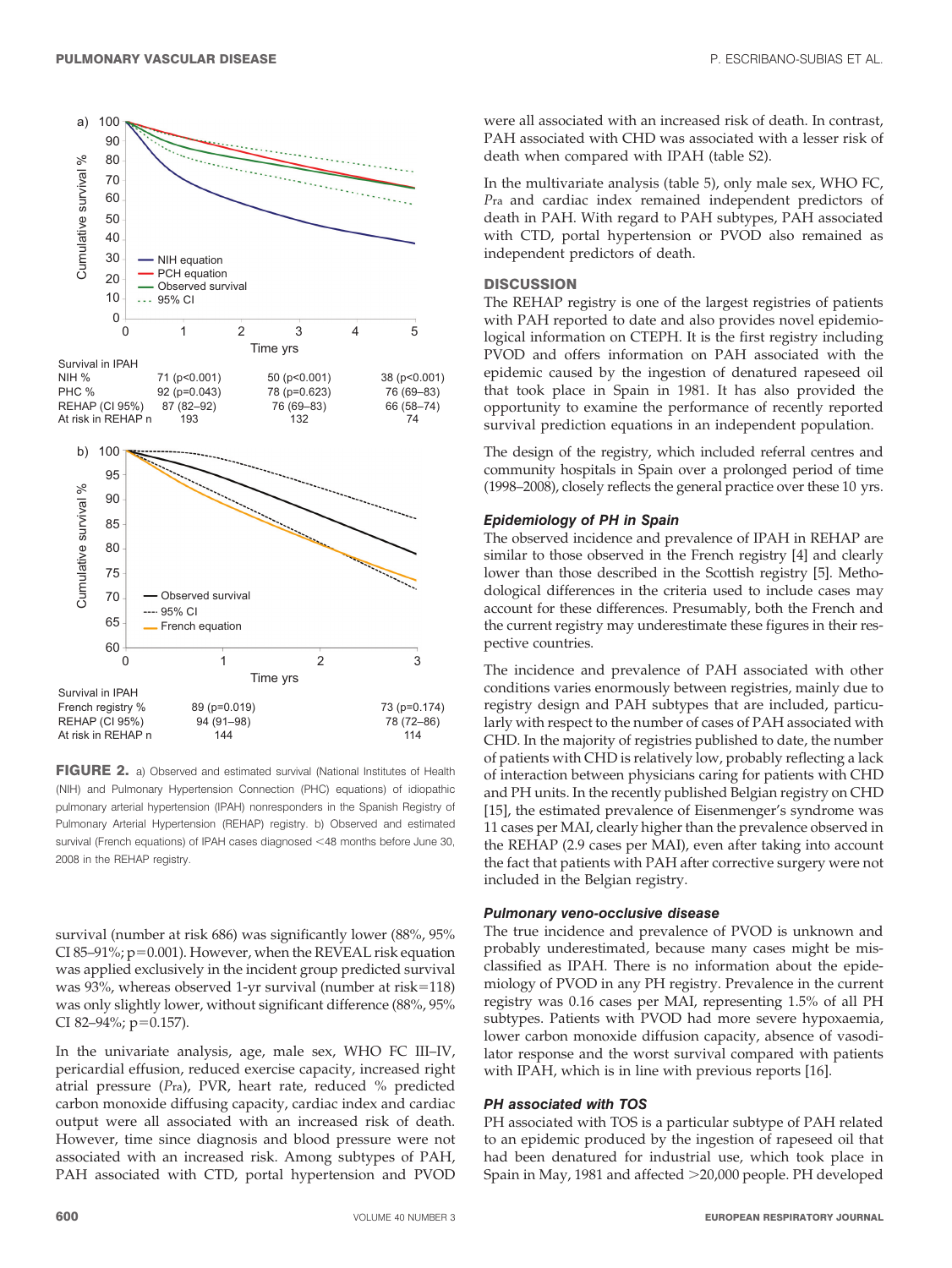Survival in IPAH

| | | | |
|---|---|---|---|
| NIH % | 71 (p<0.001) | 50 (p<0.001) | 38 (p<0.001) |
| PHC % | 92 (p=0.043) | 78 (p=0.623) | 76 (69–83) |
| REHAP (CI 95%) | 87 (82–92) | 76 (69–83) | 66 (58–74) |
| At risk in REHAP n | 193 | 132 | 74 |

Survival in IPAH

| | | |
|---|---|---|
| French registry % | 89 (p=0.019) | 73 (p=0.174) |
| REHAP (CI 95%) | 94 (91–98) | 78 (72–86) |
| At risk in REHAP n | 144 | 114 |

**FIGURE 2.** a) Observed and estimated survival (National Institutes of Health (NIH) and Pulmonary Hypertension Connection (PHC) equations) of idiopathic pulmonary arterial hypertension (IPAH) nonresponders in the Spanish Registry of Pulmonary Arterial Hypertension (REHAP) registry. b) Observed and estimated survival (French equations) of IPAH cases diagnosed <48 months before June 30, 2008 in the REHAP registry.

survival (number at risk 686) was significantly lower (88%, 95% CI 85–91%; p=0.001). However, when the REVEAL risk equation was applied exclusively in the incident group predicted survival was 93%, whereas observed 1-yr survival (number at risk=118) was only slightly lower, without significant difference (88%, 95% CI 82–94%; p=0.157).

In the univariate analysis, age, male sex, WHO FC III–IV, pericardial effusion, reduced exercise capacity, increased right atrial pressure (*P*ra), PVR, heart rate, reduced % predicted carbon monoxide diffusing capacity, cardiac index and cardiac output were all associated with an increased risk of death. However, time since diagnosis and blood pressure were not associated with an increased risk. Among subtypes of PAH, PAH associated with CTD, portal hypertension and PVOD were all associated with an increased risk of death. In contrast, PAH associated with CHD was associated with a lesser risk of death when compared with IPAH (table S2).

In the multivariate analysis (table 5), only male sex, WHO FC, *P*ra and cardiac index remained independent predictors of death in PAH. With regard to PAH subtypes, PAH associated with CTD, portal hypertension or PVOD also remained as independent predictors of death.

## DISCUSSION

The REHAP registry is one of the largest registries of patients with PAH reported to date and also provides novel epidemiological information on CTEPH. It is the first registry including PVOD and offers information on PAH associated with the epidemic caused by the ingestion of denatured rapeseed oil that took place in Spain in 1981. It has also provided the opportunity to examine the performance of recently reported survival prediction equations in an independent population.

The design of the registry, which included referral centres and community hospitals in Spain over a prolonged period of time (1998–2008), closely reflects the general practice over these 10 yrs.

### *Epidemiology of PH in Spain*

The observed incidence and prevalence of IPAH in REHAP are similar to those observed in the French registry [4] and clearly lower than those described in the Scottish registry [5]. Methodological differences in the criteria used to include cases may account for these differences. Presumably, both the French and the current registry may underestimate these figures in their respective countries.

The incidence and prevalence of PAH associated with other conditions varies enormously between registries, mainly due to registry design and PAH subtypes that are included, particularly with respect to the number of cases of PAH associated with CHD. In the majority of registries published to date, the number of patients with CHD is relatively low, probably reflecting a lack of interaction between physicians caring for patients with CHD and PH units. In the recently published Belgian registry on CHD [15], the estimated prevalence of Eisenmenger's syndrome was 11 cases per MAI, clearly higher than the prevalence observed in the REHAP (2.9 cases per MAI), even after taking into account the fact that patients with PAH after corrective surgery were not included in the Belgian registry.

### *Pulmonary veno-occlusive disease*

The true incidence and prevalence of PVOD is unknown and probably underestimated, because many cases might be misclassified as IPAH. There is no information about the epidemiology of PVOD in any PH registry. Prevalence in the current registry was 0.16 cases per MAI, representing 1.5% of all PH subtypes. Patients with PVOD had more severe hypoxaemia, lower carbon monoxide diffusion capacity, absence of vasodilator response and the worst survival compared with patients with IPAH, which is in line with previous reports [16].

### *PH associated with TOS*

PH associated with TOS is a particular subtype of PAH related to an epidemic produced by the ingestion of rapeseed oil that had been denatured for industrial use, which took place in Spain in May, 1981 and affected >20,000 people. PH developed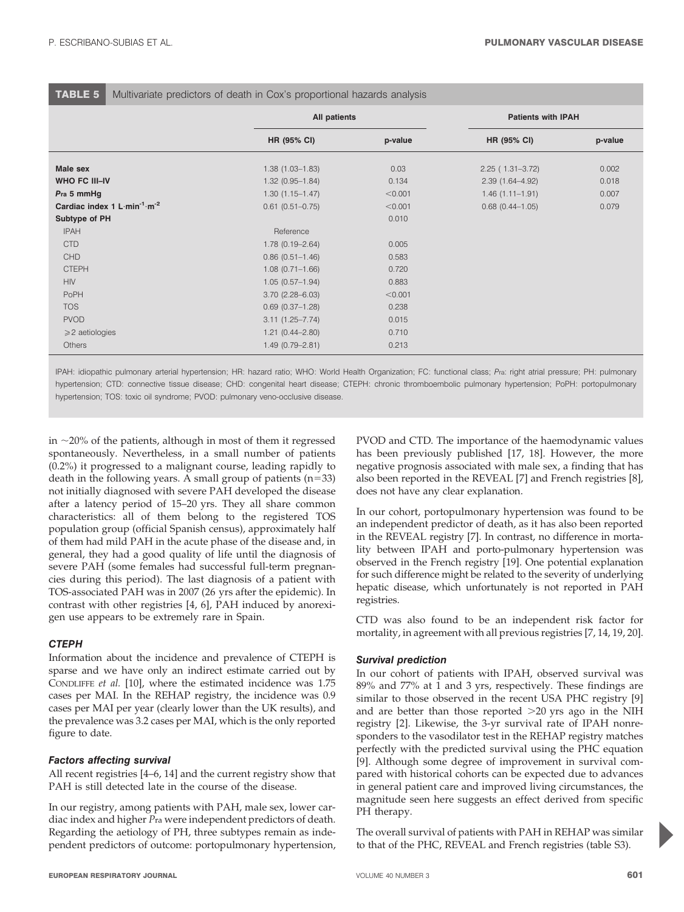**TABLE 5** Multivariate predictors of death in Cox's proportional hazards analysis

| | All patients | | Patients with IPAH | |
|---|---|---|---|---|
| | HR (95% CI) | p-value | HR (95% CI) | p-value |
| **Male sex** | 1.38 (1.03–1.83) | 0.03 | 2.25 ( 1.31–3.72) | 0.002 |
| **WHO FC III–IV** | 1.32 (0.95–1.84) | 0.134 | 2.39 (1.64–4.92) | 0.018 |
| ***P*ra 5 mmHg** | 1.30 (1.15–1.47) | <0.001 | 1.46 (1.11–1.91) | 0.007 |
| **Cardiac index 1 L·min$^{-1}$·m$^{-2}$** | 0.61 (0.51–0.75) | <0.001 | 0.68 (0.44–1.05) | 0.079 |
| **Subtype of PH** | | 0.010 | | |
| IPAH | Reference | | | |
| CTD | 1.78 (0.19–2.64) | 0.005 | | |
| CHD | 0.86 (0.51–1.46) | 0.583 | | |
| CTEPH | 1.08 (0.71–1.66) | 0.720 | | |
| HIV | 1.05 (0.57–1.94) | 0.883 | | |
| PoPH | 3.70 (2.28–6.03) | <0.001 | | |
| TOS | 0.69 (0.37–1.28) | 0.238 | | |
| PVOD | 3.11 (1.25–7.74) | 0.015 | | |
| ⩾2 aetiologies | 1.21 (0.44–2.80) | 0.710 | | |
| Others | 1.49 (0.79–2.81) | 0.213 | | |

IPAH: idiopathic pulmonary arterial hypertension; HR: hazard ratio; WHO: World Health Organization; FC: functional class; *P*ra: right atrial pressure; PH: pulmonary hypertension; CTD: connective tissue disease; CHD: congenital heart disease; CTEPH: chronic thromboembolic pulmonary hypertension; PoPH: portopulmonary hypertension; TOS: toxic oil syndrome; PVOD: pulmonary veno-occlusive disease.

in ~20% of the patients, although in most of them it regressed spontaneously. Nevertheless, in a small number of patients (0.2%) it progressed to a malignant course, leading rapidly to death in the following years. A small group of patients (n=33) not initially diagnosed with severe PAH developed the disease after a latency period of 15–20 yrs. They all share common characteristics: all of them belong to the registered TOS population group (official Spanish census), approximately half of them had mild PAH in the acute phase of the disease and, in general, they had a good quality of life until the diagnosis of severe PAH (some females had successful full-term pregnancies during this period). The last diagnosis of a patient with TOS-associated PAH was in 2007 (26 yrs after the epidemic). In contrast with other registries [4, 6], PAH induced by anorexigen use appears to be extremely rare in Spain.

### *CTEPH*

Information about the incidence and prevalence of CTEPH is sparse and we have only an indirect estimate carried out by CONDLIFFE *et al.* [10], where the estimated incidence was 1.75 cases per MAI. In the REHAP registry, the incidence was 0.9 cases per MAI per year (clearly lower than the UK results), and the prevalence was 3.2 cases per MAI, which is the only reported figure to date.

### *Factors affecting survival*

All recent registries [4–6, 14] and the current registry show that PAH is still detected late in the course of the disease.

In our registry, among patients with PAH, male sex, lower cardiac index and higher *P*ra were independent predictors of death. Regarding the aetiology of PH, three subtypes remain as independent predictors of outcome: portopulmonary hypertension, PVOD and CTD. The importance of the haemodynamic values has been previously published [17, 18]. However, the more negative prognosis associated with male sex, a finding that has also been reported in the REVEAL [7] and French registries [8], does not have any clear explanation.

In our cohort, portopulmonary hypertension was found to be an independent predictor of death, as it has also been reported in the REVEAL registry [7]. In contrast, no difference in mortality between IPAH and porto-pulmonary hypertension was observed in the French registry [19]. One potential explanation for such difference might be related to the severity of underlying hepatic disease, which unfortunately is not reported in PAH registries.

CTD was also found to be an independent risk factor for mortality, in agreement with all previous registries [7, 14, 19, 20].

### *Survival prediction*

In our cohort of patients with IPAH, observed survival was 89% and 77% at 1 and 3 yrs, respectively. These findings are similar to those observed in the recent USA PHC registry [9] and are better than those reported >20 yrs ago in the NIH registry [2]. Likewise, the 3-yr survival rate of IPAH nonresponders to the vasodilator test in the REHAP registry matches perfectly with the predicted survival using the PHC equation [9]. Although some degree of improvement in survival compared with historical cohorts can be expected due to advances in general patient care and improved living circumstances, the magnitude seen here suggests an effect derived from specific PH therapy.

The overall survival of patients with PAH in REHAP was similar to that of the PHC, REVEAL and French registries (table S3).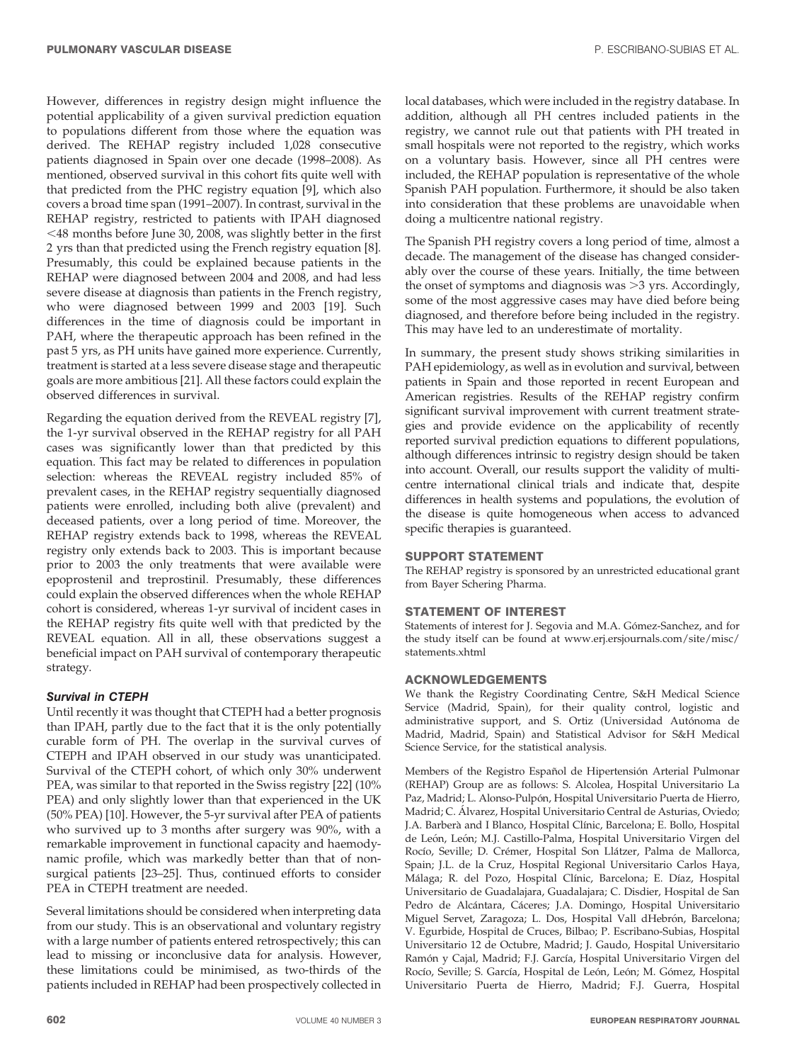However, differences in registry design might influence the potential applicability of a given survival prediction equation to populations different from those where the equation was derived. The REHAP registry included 1,028 consecutive patients diagnosed in Spain over one decade (1998–2008). As mentioned, observed survival in this cohort fits quite well with that predicted from the PHC registry equation [9], which also covers a broad time span (1991–2007). In contrast, survival in the REHAP registry, restricted to patients with IPAH diagnosed <48 months before June 30, 2008, was slightly better in the first 2 yrs than that predicted using the French registry equation [8]. Presumably, this could be explained because patients in the REHAP were diagnosed between 2004 and 2008, and had less severe disease at diagnosis than patients in the French registry, who were diagnosed between 1999 and 2003 [19]. Such differences in the time of diagnosis could be important in PAH, where the therapeutic approach has been refined in the past 5 yrs, as PH units have gained more experience. Currently, treatment is started at a less severe disease stage and therapeutic goals are more ambitious [21]. All these factors could explain the observed differences in survival.

Regarding the equation derived from the REVEAL registry [7], the 1-yr survival observed in the REHAP registry for all PAH cases was significantly lower than that predicted by this equation. This fact may be related to differences in population selection: whereas the REVEAL registry included 85% of prevalent cases, in the REHAP registry sequentially diagnosed patients were enrolled, including both alive (prevalent) and deceased patients, over a long period of time. Moreover, the REHAP registry extends back to 1998, whereas the REVEAL registry only extends back to 2003. This is important because prior to 2003 the only treatments that were available were epoprostenil and treprostinil. Presumably, these differences could explain the observed differences when the whole REHAP cohort is considered, whereas 1-yr survival of incident cases in the REHAP registry fits quite well with that predicted by the REVEAL equation. All in all, these observations suggest a beneficial impact on PAH survival of contemporary therapeutic strategy.

### Survival in CTEPH

Until recently it was thought that CTEPH had a better prognosis than IPAH, partly due to the fact that it is the only potentially curable form of PH. The overlap in the survival curves of CTEPH and IPAH observed in our study was unanticipated. Survival of the CTEPH cohort, of which only 30% underwent PEA, was similar to that reported in the Swiss registry [22] (10% PEA) and only slightly lower than that experienced in the UK (50% PEA) [10]. However, the 5-yr survival after PEA of patients who survived up to 3 months after surgery was 90%, with a remarkable improvement in functional capacity and haemodynamic profile, which was markedly better than that of nonsurgical patients [23–25]. Thus, continued efforts to consider PEA in CTEPH treatment are needed.

Several limitations should be considered when interpreting data from our study. This is an observational and voluntary registry with a large number of patients entered retrospectively; this can lead to missing or inconclusive data for analysis. However, these limitations could be minimised, as two-thirds of the patients included in REHAP had been prospectively collected in local databases, which were included in the registry database. In addition, although all PH centres included patients in the registry, we cannot rule out that patients with PH treated in small hospitals were not reported to the registry, which works on a voluntary basis. However, since all PH centres were included, the REHAP population is representative of the whole Spanish PAH population. Furthermore, it should be also taken into consideration that these problems are unavoidable when doing a multicentre national registry.

The Spanish PH registry covers a long period of time, almost a decade. The management of the disease has changed considerably over the course of these years. Initially, the time between the onset of symptoms and diagnosis was >3 yrs. Accordingly, some of the most aggressive cases may have died before being diagnosed, and therefore before being included in the registry. This may have led to an underestimate of mortality.

In summary, the present study shows striking similarities in PAH epidemiology, as well as in evolution and survival, between patients in Spain and those reported in recent European and American registries. Results of the REHAP registry confirm significant survival improvement with current treatment strategies and provide evidence on the applicability of recently reported survival prediction equations to different populations, although differences intrinsic to registry design should be taken into account. Overall, our results support the validity of multicentre international clinical trials and indicate that, despite differences in health systems and populations, the evolution of the disease is quite homogeneous when access to advanced specific therapies is guaranteed.

## SUPPORT STATEMENT

The REHAP registry is sponsored by an unrestricted educational grant from Bayer Schering Pharma.

## STATEMENT OF INTEREST

Statements of interest for J. Segovia and M.A. Gómez-Sanchez, and for the study itself can be found at www.erj.ersjournals.com/site/misc/statements.xhtml

## ACKNOWLEDGEMENTS

We thank the Registry Coordinating Centre, S&H Medical Science Service (Madrid, Spain), for their quality control, logistic and administrative support, and S. Ortiz (Universidad Autónoma de Madrid, Madrid, Spain) and Statistical Advisor for S&H Medical Science Service, for the statistical analysis.

Members of the Registro Español de Hipertensión Arterial Pulmonar (REHAP) Group are as follows: S. Alcolea, Hospital Universitario La Paz, Madrid; L. Alonso-Pulpón, Hospital Universitario Puerta de Hierro, Madrid; C. Álvarez, Hospital Universitario Central de Asturias, Oviedo; J.A. Barberà and I Blanco, Hospital Clínic, Barcelona; E. Bollo, Hospital de León, León; M.J. Castillo-Palma, Hospital Universitario Virgen del Rocío, Seville; D. Crémer, Hospital Son Llátzer, Palma de Mallorca, Spain; J.L. de la Cruz, Hospital Regional Universitario Carlos Haya, Málaga; R. del Pozo, Hospital Clínic, Barcelona; E. Díaz, Hospital Universitario de Guadalajara, Guadalajara; C. Disdier, Hospital de San Pedro de Alcántara, Cáceres; J.A. Domingo, Hospital Universitario Miguel Servet, Zaragoza; L. Dos, Hospital Vall dHebrón, Barcelona; V. Egurbide, Hospital de Cruces, Bilbao; P. Escribano-Subias, Hospital Universitario 12 de Octubre, Madrid; J. Gaudo, Hospital Universitario Ramón y Cajal, Madrid; F.J. García, Hospital Universitario Virgen del Rocío, Seville; S. García, Hospital de León, León; M. Gómez, Hospital Universitario Puerta de Hierro, Madrid; F.J. Guerra, Hospital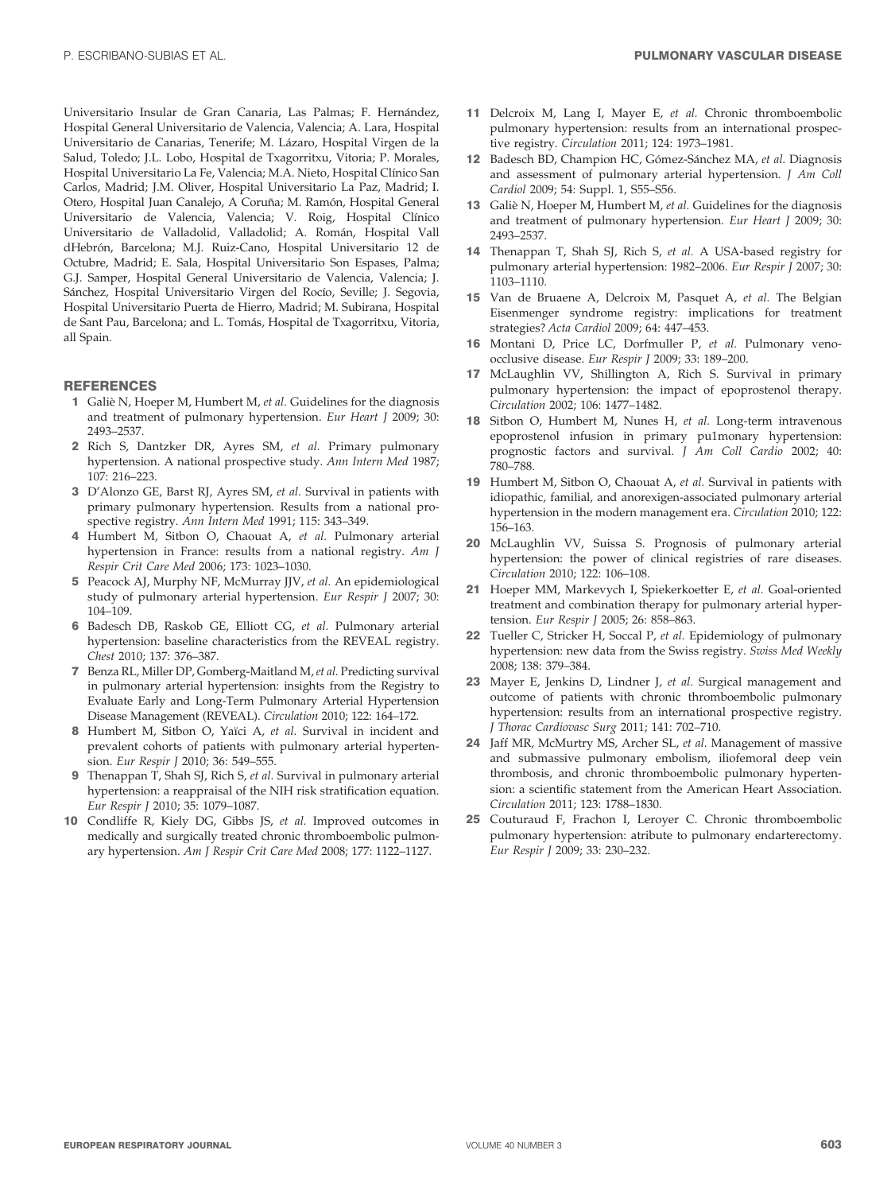Universitario Insular de Gran Canaria, Las Palmas; F. Hernández, Hospital General Universitario de Valencia, Valencia; A. Lara, Hospital Universitario de Canarias, Tenerife; M. Lázaro, Hospital Virgen de la Salud, Toledo; J.L. Lobo, Hospital de Txagorritxu, Vitoria; P. Morales, Hospital Universitario La Fe, Valencia; M.A. Nieto, Hospital Clínico San Carlos, Madrid; J.M. Oliver, Hospital Universitario La Paz, Madrid; I. Otero, Hospital Juan Canalejo, A Coruña; M. Ramón, Hospital General Universitario de Valencia, Valencia; V. Roig, Hospital Clínico Universitario de Valladolid, Valladolid; A. Román, Hospital Vall dHebrón, Barcelona; M.J. Ruiz-Cano, Hospital Universitario 12 de Octubre, Madrid; E. Sala, Hospital Universitario Son Espases, Palma; G.J. Samper, Hospital General Universitario de Valencia, Valencia; J. Sánchez, Hospital Universitario Virgen del Rocío, Seville; J. Segovia, Hospital Universitario Puerta de Hierro, Madrid; M. Subirana, Hospital de Sant Pau, Barcelona; and L. Tomás, Hospital de Txagorritxu, Vitoria, all Spain.

## REFERENCES

1. Galiè N, Hoeper M, Humbert M, *et al.* Guidelines for the diagnosis and treatment of pulmonary hypertension. *Eur Heart J* 2009; 30: 2493–2537.
2. Rich S, Dantzker DR, Ayres SM, *et al.* Primary pulmonary hypertension. A national prospective study. *Ann Intern Med* 1987; 107: 216–223.
3. D'Alonzo GE, Barst RJ, Ayres SM, *et al.* Survival in patients with primary pulmonary hypertension. Results from a national prospective registry. *Ann Intern Med* 1991; 115: 343–349.
4. Humbert M, Sitbon O, Chaouat A, *et al.* Pulmonary arterial hypertension in France: results from a national registry. *Am J Respir Crit Care Med* 2006; 173: 1023–1030.
5. Peacock AJ, Murphy NF, McMurray JJV, *et al.* An epidemiological study of pulmonary arterial hypertension. *Eur Respir J* 2007; 30: 104–109.
6. Badesch DB, Raskob GE, Elliott CG, *et al.* Pulmonary arterial hypertension: baseline characteristics from the REVEAL registry. *Chest* 2010; 137: 376–387.
7. Benza RL, Miller DP, Gomberg-Maitland M, *et al.* Predicting survival in pulmonary arterial hypertension: insights from the Registry to Evaluate Early and Long-Term Pulmonary Arterial Hypertension Disease Management (REVEAL). *Circulation* 2010; 122: 164–172.
8. Humbert M, Sitbon O, Yaïci A, *et al.* Survival in incident and prevalent cohorts of patients with pulmonary arterial hypertension. *Eur Respir J* 2010; 36: 549–555.
9. Thenappan T, Shah SJ, Rich S, *et al.* Survival in pulmonary arterial hypertension: a reappraisal of the NIH risk stratification equation. *Eur Respir J* 2010; 35: 1079–1087.
10. Condliffe R, Kiely DG, Gibbs JS, *et al.* Improved outcomes in medically and surgically treated chronic thromboembolic pulmonary hypertension. *Am J Respir Crit Care Med* 2008; 177: 1122–1127.
11. Delcroix M, Lang I, Mayer E, *et al.* Chronic thromboembolic pulmonary hypertension: results from an international prospective registry. *Circulation* 2011; 124: 1973–1981.
12. Badesch BD, Champion HC, Gómez-Sánchez MA, *et al.* Diagnosis and assessment of pulmonary arterial hypertension. *J Am Coll Cardiol* 2009; 54: Suppl. 1, S55–S56.
13. Galiè N, Hoeper M, Humbert M, *et al.* Guidelines for the diagnosis and treatment of pulmonary hypertension. *Eur Heart J* 2009; 30: 2493–2537.
14. Thenappan T, Shah SJ, Rich S, *et al.* A USA-based registry for pulmonary arterial hypertension: 1982–2006. *Eur Respir J* 2007; 30: 1103–1110.
15. Van de Bruaene A, Delcroix M, Pasquet A, *et al.* The Belgian Eisenmenger syndrome registry: implications for treatment strategies? *Acta Cardiol* 2009; 64: 447–453.
16. Montani D, Price LC, Dorfmuller P, *et al.* Pulmonary veno-occlusive disease. *Eur Respir J* 2009; 33: 189–200.
17. McLaughlin VV, Shillington A, Rich S. Survival in primary pulmonary hypertension: the impact of epoprostenol therapy. *Circulation* 2002; 106: 1477–1482.
18. Sitbon O, Humbert M, Nunes H, *et al.* Long-term intravenous epoprostenol infusion in primary pu1monary hypertension: prognostic factors and survival. *J Am Coll Cardio* 2002; 40: 780–788.
19. Humbert M, Sitbon O, Chaouat A, *et al.* Survival in patients with idiopathic, familial, and anorexigen-associated pulmonary arterial hypertension in the modern management era. *Circulation* 2010; 122: 156–163.
20. McLaughlin VV, Suissa S. Prognosis of pulmonary arterial hypertension: the power of clinical registries of rare diseases. *Circulation* 2010; 122: 106–108.
21. Hoeper MM, Markevych I, Spiekerkoetter E, *et al.* Goal-oriented treatment and combination therapy for pulmonary arterial hypertension. *Eur Respir J* 2005; 26: 858–863.
22. Tueller C, Stricker H, Soccal P, *et al.* Epidemiology of pulmonary hypertension: new data from the Swiss registry. *Swiss Med Weekly* 2008; 138: 379–384.
23. Mayer E, Jenkins D, Lindner J, *et al.* Surgical management and outcome of patients with chronic thromboembolic pulmonary hypertension: results from an international prospective registry. *J Thorac Cardiovasc Surg* 2011; 141: 702–710.
24. Jaff MR, McMurtry MS, Archer SL, *et al.* Management of massive and submassive pulmonary embolism, iliofemoral deep vein thrombosis, and chronic thromboembolic pulmonary hypertension: a scientific statement from the American Heart Association. *Circulation* 2011; 123: 1788–1830.
25. Couturaud F, Frachon I, Leroyer C. Chronic thromboembolic pulmonary hypertension: atribute to pulmonary endarterectomy. *Eur Respir J* 2009; 33: 230–232.